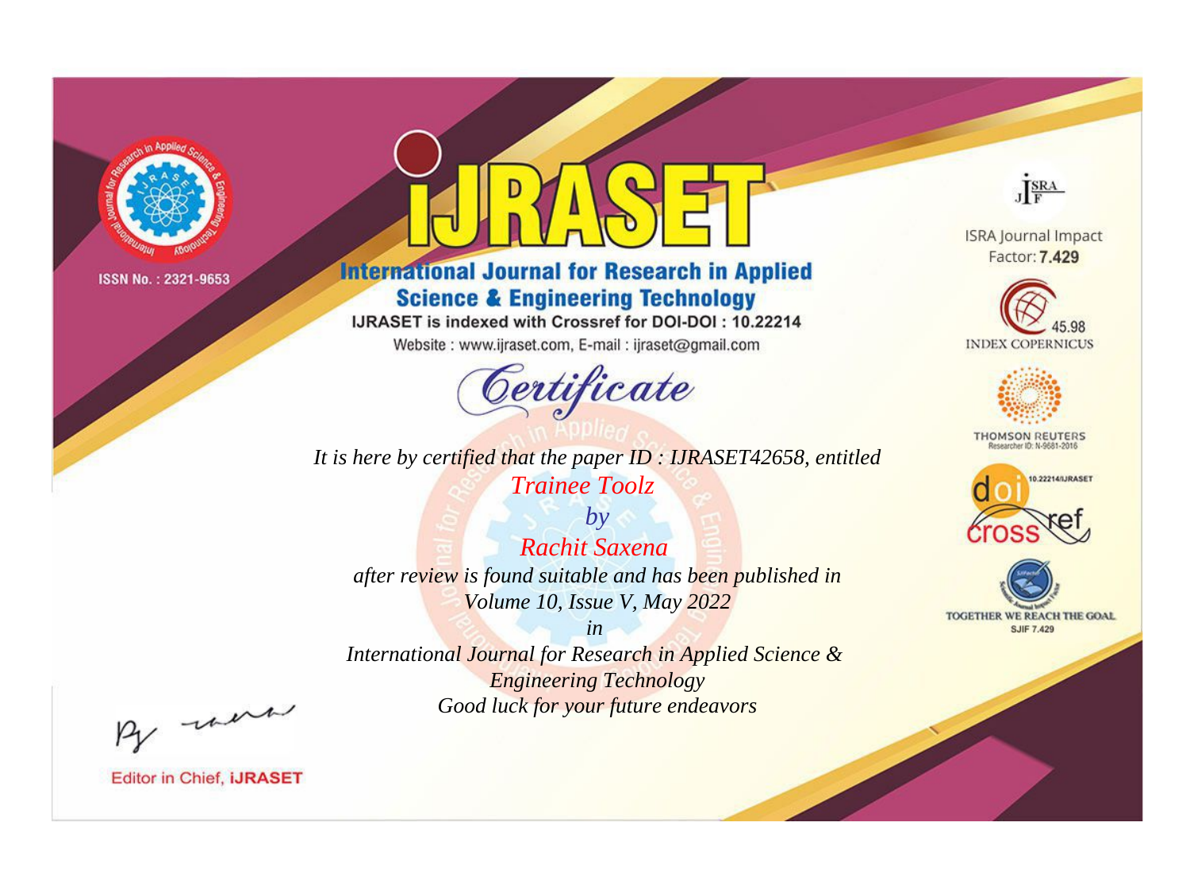ISSN No. : 2321-9653

# iJRASET

## International Journal for Research in Applied Science & Engineering Technology

IJRASET is indexed with Crossref for DOI-DOI : 10.22214

Website : www.ijraset.com, E-mail : ijraset@gmail.com

ISRA Journal Impact Factor: **7.429**

45.98 INDEX COPERNICUS

THOMSON REUTERS Researcher ID: N-9681-2016

10.22214/IJRASET

TOGETHER WE REACH THE GOAL SJIF 7.429

# *Certificate*

*It is here by certified that the paper ID : IJRASET42658, entitled*

*Trainee Toolz*

*by*

*Rachit Saxena*

*after review is found suitable and has been published in*

*Volume 10, Issue V, May 2022*

*in*

*International Journal for Research in Applied Science & Engineering Technology*

*Good luck for your future endeavors*

Editor in Chief, **iJRASET**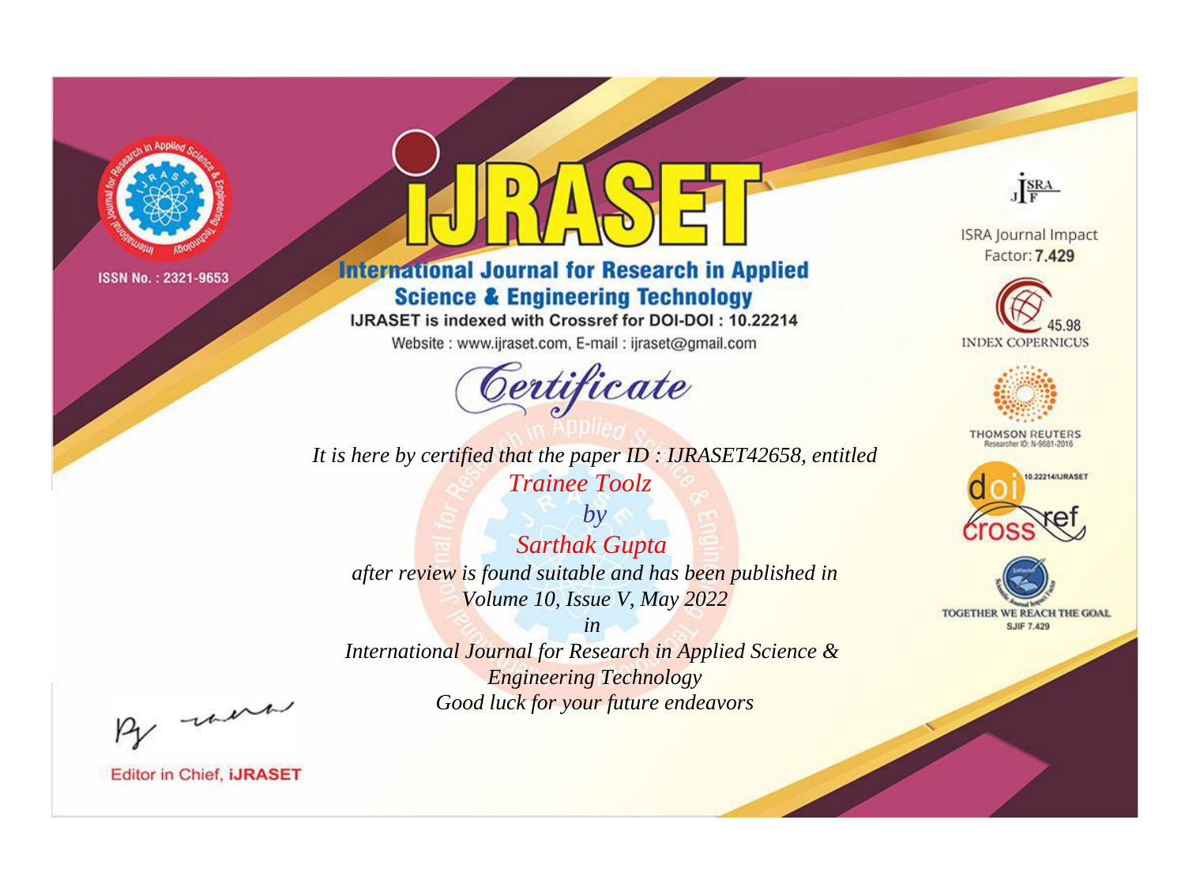ISSN No. : 2321-9653

# IJRASET

## International Journal for Research in Applied Science & Engineering Technology

IJRASET is indexed with Crossref for DOI-DOI : 10.22214

Website : www.ijraset.com, E-mail : ijraset@gmail.com

ISRA Journal Impact Factor: **7.429**

45.98 INDEX COPERNICUS

THOMSON REUTERS Researcher ID: N-9681-2016

10.22214/IJRASET

TOGETHER WE REACH THE GOAL SJIF 7.429

# *Certificate*

*It is here by certified that the paper ID : IJRASET42658, entitled*

*Trainee Toolz*

*by*

*Sarthak Gupta*

*after review is found suitable and has been published in*

*Volume 10, Issue V, May 2022*

*in*

*International Journal for Research in Applied Science & Engineering Technology*

*Good luck for your future endeavors*

Editor in Chief, **iJRASET**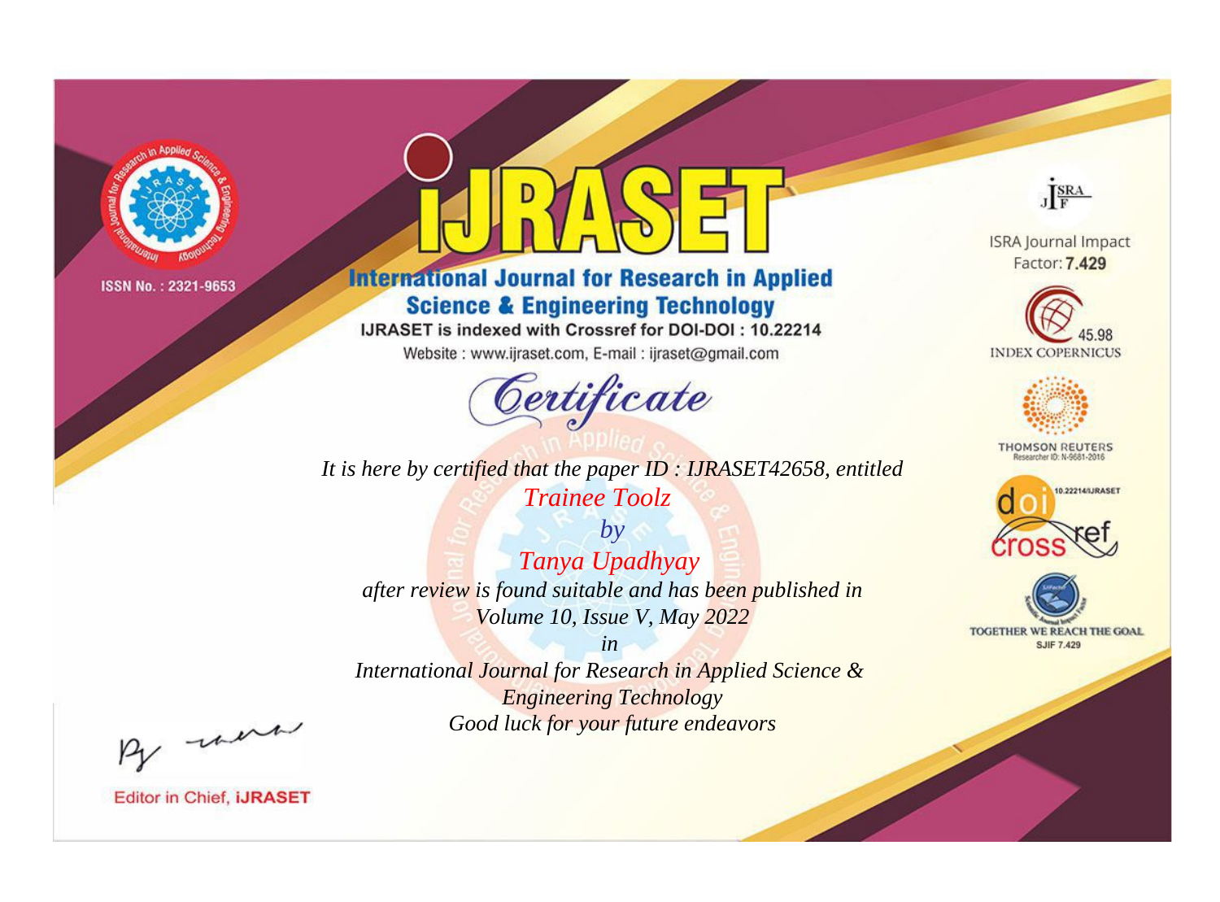ISSN No. : 2321-9653

# IJRASET

## International Journal for Research in Applied Science & Engineering Technology

IJRASET is indexed with Crossref for DOI-DOI : 10.22214

Website : www.ijraset.com, E-mail : ijraset@gmail.com

ISRA Journal Impact Factor: **7.429**

45.98 INDEX COPERNICUS

THOMSON REUTERS Researcher ID: N-9681-2016

10.22214/IJRASET

TOGETHER WE REACH THE GOAL SJIF 7.429

*Certificate*

*It is here by certified that the paper ID : IJRASET42658, entitled*

*Trainee Toolz*

*by*

*Tanya Upadhyay*

*after review is found suitable and has been published in*

*Volume 10, Issue V, May 2022*

*in*

*International Journal for Research in Applied Science & Engineering Technology*

*Good luck for your future endeavors*

Editor in Chief, **iJRASET**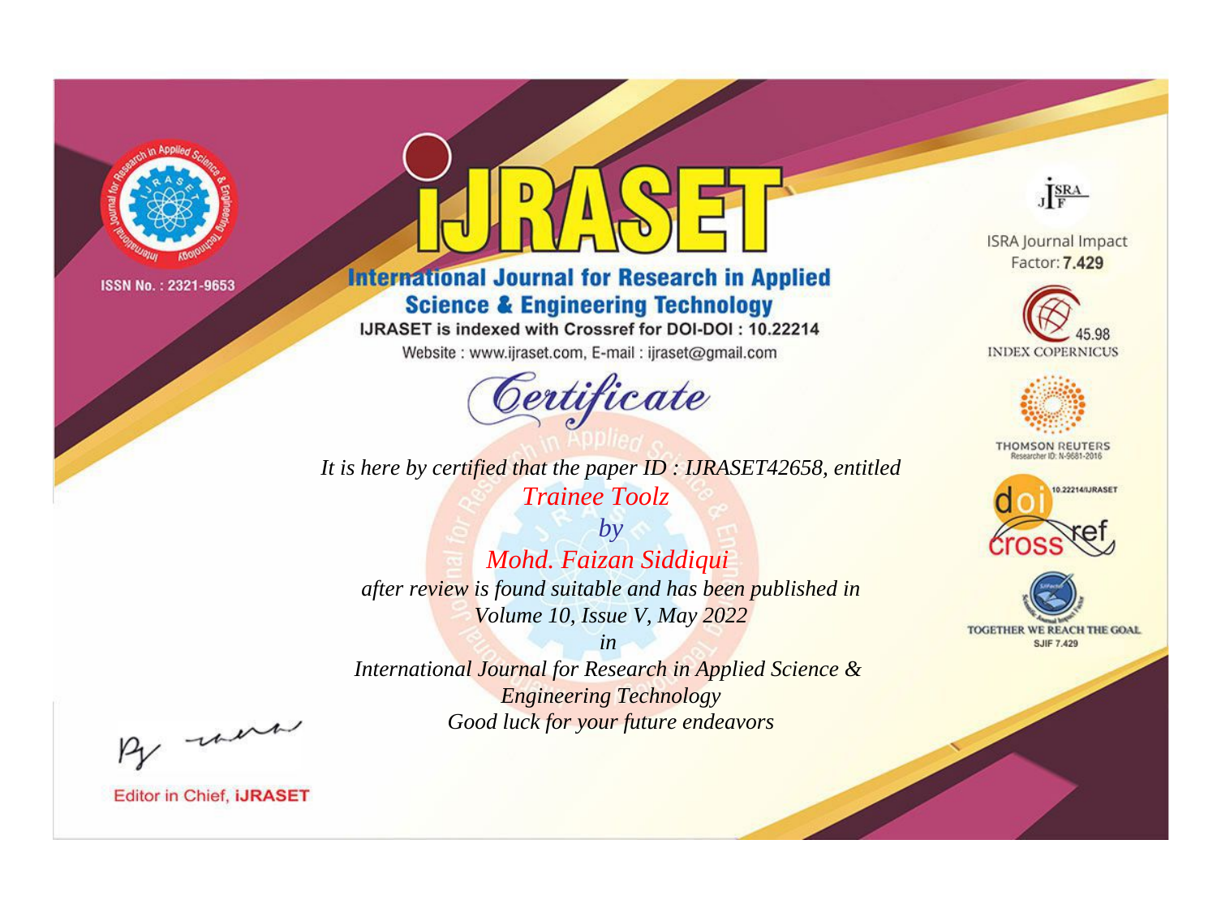ISSN No. : 2321-9653

# IJRASET

## International Journal for Research in Applied Science & Engineering Technology

IJRASET is indexed with Crossref for DOI-DOI : 10.22214

Website : www.ijraset.com, E-mail : ijraset@gmail.com

*Certificate*

*It is here by certified that the paper ID : IJRASET42658, entitled*

*Trainee Toolz*

*by*

*Mohd. Faizan Siddiqui*

*after review is found suitable and has been published in*

*Volume 10, Issue V, May 2022*

*in*

*International Journal for Research in Applied Science & Engineering Technology*

*Good luck for your future endeavors*

ISRA Journal Impact Factor: **7.429**

45.98 INDEX COPERNICUS

THOMSON REUTERS Researcher ID: N-9681-2016

10.22214/IJRASET

TOGETHER WE REACH THE GOAL SJIF 7.429

Editor in Chief, **iJRASET**